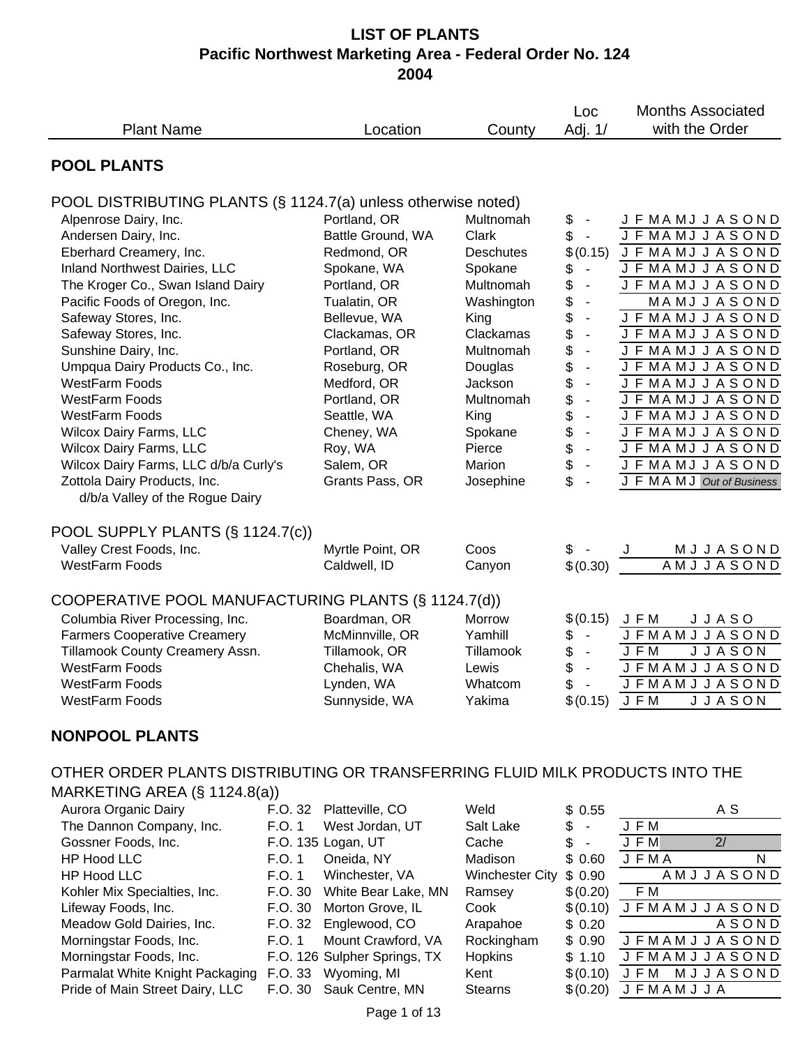# LIST OF PLANTS
## Pacific Northwest Marketing Area - Federal Order No. 124
## 2004

| Plant Name | | Location | County | Loc Adj. 1/ | Months Associated with the Order |
|---|---|---|---|---|---|
| **POOL PLANTS** | | | | | |
| POOL DISTRIBUTING PLANTS (§ 1124.7(a) unless otherwise noted) | | | | | |
| Alpenrose Dairy, Inc. | | Portland, OR | Multnomah | $ - | J F M A M J J A S O N D |
| Andersen Dairy, Inc. | | Battle Ground, WA | Clark | $ - | J F M A M J J A S O N D |
| Eberhard Creamery, Inc. | | Redmond, OR | Deschutes | $(0.15) | J F M A M J J A S O N D |
| Inland Northwest Dairies, LLC | | Spokane, WA | Spokane | $ - | J F M A M J J A S O N D |
| The Kroger Co., Swan Island Dairy | | Portland, OR | Multnomah | $ - | J F M A M J J A S O N D |
| Pacific Foods of Oregon, Inc. | | Tualatin, OR | Washington | $ - | M A M J J A S O N D |
| Safeway Stores, Inc. | | Bellevue, WA | King | $ - | J F M A M J J A S O N D |
| Safeway Stores, Inc. | | Clackamas, OR | Clackamas | $ - | J F M A M J J A S O N D |
| Sunshine Dairy, Inc. | | Portland, OR | Multnomah | $ - | J F M A M J J A S O N D |
| Umpqua Dairy Products Co., Inc. | | Roseburg, OR | Douglas | $ - | J F M A M J J A S O N D |
| WestFarm Foods | | Medford, OR | Jackson | $ - | J F M A M J J A S O N D |
| WestFarm Foods | | Portland, OR | Multnomah | $ - | J F M A M J J A S O N D |
| WestFarm Foods | | Seattle, WA | King | $ - | J F M A M J J A S O N D |
| Wilcox Dairy Farms, LLC | | Cheney, WA | Spokane | $ - | J F M A M J J A S O N D |
| Wilcox Dairy Farms, LLC | | Roy, WA | Pierce | $ - | J F M A M J J A S O N D |
| Wilcox Dairy Farms, LLC d/b/a Curly's | | Salem, OR | Marion | $ - | J F M A M J J A S O N D |
| Zottola Dairy Products, Inc. d/b/a Valley of the Rogue Dairy | | Grants Pass, OR | Josephine | $ - | J F M A M J *Out of Business* |
| POOL SUPPLY PLANTS (§ 1124.7(c)) | | | | | |
| Valley Crest Foods, Inc. | | Myrtle Point, OR | Coos | $ - | J M J J A S O N D |
| WestFarm Foods | | Caldwell, ID | Canyon | $(0.30) | A M J J A S O N D |
| COOPERATIVE POOL MANUFACTURING PLANTS (§ 1124.7(d)) | | | | | |
| Columbia River Processing, Inc. | | Boardman, OR | Morrow | $(0.15) | J F M J J A S O |
| Farmers Cooperative Creamery | | McMinnville, OR | Yamhill | $ - | J F M A M J J A S O N D |
| Tillamook County Creamery Assn. | | Tillamook, OR | Tillamook | $ - | J F M J J A S O N |
| WestFarm Foods | | Chehalis, WA | Lewis | $ - | J F M A M J J A S O N D |
| WestFarm Foods | | Lynden, WA | Whatcom | $ - | J F M A M J J A S O N D |
| WestFarm Foods | | Sunnyside, WA | Yakima | $(0.15) | J F M J J A S O N |
| **NONPOOL PLANTS** | | | | | |
| OTHER ORDER PLANTS DISTRIBUTING OR TRANSFERRING FLUID MILK PRODUCTS INTO THE MARKETING AREA (§ 1124.8(a)) | | | | | |
| Aurora Organic Dairy | F.O. 32 | Platteville, CO | Weld | $ 0.55 | A S |
| The Dannon Company, Inc. | F.O. 1 | West Jordan, UT | Salt Lake | $ - | J F M |
| Gossner Foods, Inc. | F.O. 135 | Logan, UT | Cache | $ - | J F M 2/ |
| HP Hood LLC | F.O. 1 | Oneida, NY | Madison | $ 0.60 | J F M A N |
| HP Hood LLC | F.O. 1 | Winchester, VA | Winchester City | $ 0.90 | A M J J A S O N D |
| Kohler Mix Specialties, Inc. | F.O. 30 | White Bear Lake, MN | Ramsey | $(0.20) | F M |
| Lifeway Foods, Inc. | F.O. 30 | Morton Grove, IL | Cook | $(0.10) | J F M A M J J A S O N D |
| Meadow Gold Dairies, Inc. | F.O. 32 | Englewood, CO | Arapahoe | $ 0.20 | A S O N D |
| Morningstar Foods, Inc. | F.O. 1 | Mount Crawford, VA | Rockingham | $ 0.90 | J F M A M J J A S O N D |
| Morningstar Foods, Inc. | F.O. 126 | Sulpher Springs, TX | Hopkins | $ 1.10 | J F M A M J J A S O N D |
| Parmalat White Knight Packaging | F.O. 33 | Wyoming, MI | Kent | $(0.10) | J F M M J J A S O N D |
| Pride of Main Street Dairy, LLC | F.O. 30 | Sauk Centre, MN | Stearns | $(0.20) | J F M A M J J A |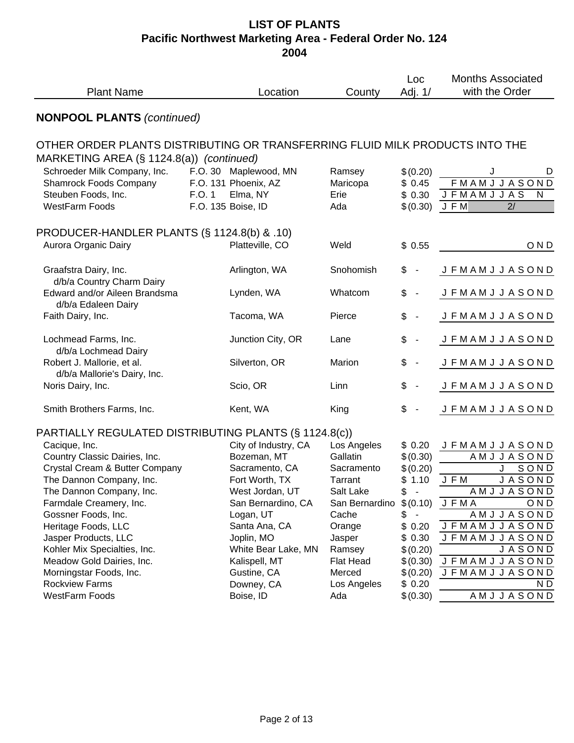# LIST OF PLANTS
## Pacific Northwest Marketing Area - Federal Order No. 124
## 2004

| Plant Name | | Location | County | Loc Adj. 1/ | Months Associated with the Order |
|---|---|---|---|---|---|
| **NONPOOL PLANTS** *(continued)* | | | | | |
| OTHER ORDER PLANTS DISTRIBUTING OR TRANSFERRING FLUID MILK PRODUCTS INTO THE MARKETING AREA (§ 1124.8(a)) *(continued)* | | | | | |
| Schroeder Milk Company, Inc. | F.O. 30 | Maplewood, MN | Ramsey | $(0.20) | J D |
| Shamrock Foods Company | F.O. 131 | Phoenix, AZ | Maricopa | $ 0.45 | F M A M J J A S O N D |
| Steuben Foods, Inc. | F.O. 1 | Elma, NY | Erie | $ 0.30 | J F M A M J J A S N |
| WestFarm Foods | F.O. 135 | Boise, ID | Ada | $(0.30) | J F M 2/ |
| PRODUCER-HANDLER PLANTS (§ 1124.8(b) & .10) | | | | | |
| Aurora Organic Dairy | | Platteville, CO | Weld | $ 0.55 | O N D |
| Graafstra Dairy, Inc. d/b/a Country Charm Dairy | | Arlington, WA | Snohomish | $ - | J F M A M J J A S O N D |
| Edward and/or Aileen Brandsma d/b/a Edaleen Dairy | | Lynden, WA | Whatcom | $ - | J F M A M J J A S O N D |
| Faith Dairy, Inc. | | Tacoma, WA | Pierce | $ - | J F M A M J J A S O N D |
| Lochmead Farms, Inc. d/b/a Lochmead Dairy | | Junction City, OR | Lane | $ - | J F M A M J J A S O N D |
| Robert J. Mallorie, et al. d/b/a Mallorie's Dairy, Inc. | | Silverton, OR | Marion | $ - | J F M A M J J A S O N D |
| Noris Dairy, Inc. | | Scio, OR | Linn | $ - | J F M A M J J A S O N D |
| Smith Brothers Farms, Inc. | | Kent, WA | King | $ - | J F M A M J J A S O N D |
| PARTIALLY REGULATED DISTRIBUTING PLANTS (§ 1124.8(c)) | | | | | |
| Cacique, Inc. | | City of Industry, CA | Los Angeles | $ 0.20 | J F M A M J J A S O N D |
| Country Classic Dairies, Inc. | | Bozeman, MT | Gallatin | $(0.30) | A M J J A S O N D |
| Crystal Cream & Butter Company | | Sacramento, CA | Sacramento | $(0.20) | J S O N D |
| The Dannon Company, Inc. | | Fort Worth, TX | Tarrant | $ 1.10 | J F M J A S O N D |
| The Dannon Company, Inc. | | West Jordan, UT | Salt Lake | $ - | A M J J A S O N D |
| Farmdale Creamery, Inc. | | San Bernardino, CA | San Bernardino | $(0.10) | J F M A O N D |
| Gossner Foods, Inc. | | Logan, UT | Cache | $ - | A M J J A S O N D |
| Heritage Foods, LLC | | Santa Ana, CA | Orange | $ 0.20 | J F M A M J J A S O N D |
| Jasper Products, LLC | | Joplin, MO | Jasper | $ 0.30 | J F M A M J J A S O N D |
| Kohler Mix Specialties, Inc. | | White Bear Lake, MN | Ramsey | $(0.20) | J A S O N D |
| Meadow Gold Dairies, Inc. | | Kalispell, MT | Flat Head | $(0.30) | J F M A M J J A S O N D |
| Morningstar Foods, Inc. | | Gustine, CA | Merced | $(0.20) | J F M A M J J A S O N D |
| Rockview Farms | | Downey, CA | Los Angeles | $ 0.20 | N D |
| WestFarm Foods | | Boise, ID | Ada | $(0.30) | A M J J A S O N D |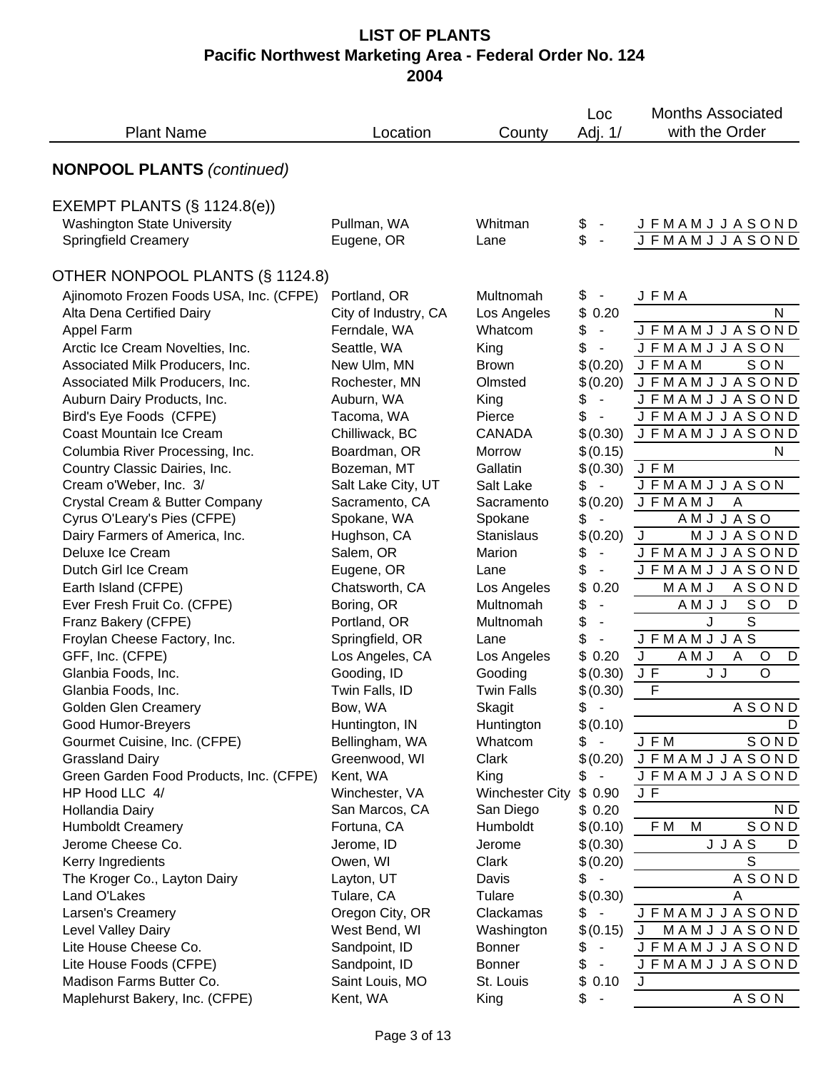# LIST OF PLANTS
## Pacific Northwest Marketing Area - Federal Order No. 124
## 2004

| Plant Name | Location | County | Loc Adj. 1/ | Months Associated with the Order |
|---|---|---|---|---|
| **NONPOOL PLANTS** *(continued)* | | | | |
| EXEMPT PLANTS (§ 1124.8(e)) | | | | |
| Washington State University | Pullman, WA | Whitman | $ - | J F M A M J J A S O N D |
| Springfield Creamery | Eugene, OR | Lane | $ - | J F M A M J J A S O N D |
| OTHER NONPOOL PLANTS (§ 1124.8) | | | | |
| Ajinomoto Frozen Foods USA, Inc. (CFPE) | Portland, OR | Multnomah | $ - | J F M A |
| Alta Dena Certified Dairy | City of Industry, CA | Los Angeles | $ 0.20 | N |
| Appel Farm | Ferndale, WA | Whatcom | $ - | J F M A M J J A S O N D |
| Arctic Ice Cream Novelties, Inc. | Seattle, WA | King | $ - | J F M A M J J A S O N |
| Associated Milk Producers, Inc. | New Ulm, MN | Brown | $ (0.20) | J F M A M S O N |
| Associated Milk Producers, Inc. | Rochester, MN | Olmsted | $ (0.20) | J F M A M J J A S O N D |
| Auburn Dairy Products, Inc. | Auburn, WA | King | $ - | J F M A M J J A S O N D |
| Bird's Eye Foods (CFPE) | Tacoma, WA | Pierce | $ - | J F M A M J J A S O N D |
| Coast Mountain Ice Cream | Chilliwack, BC | CANADA | $ (0.30) | J F M A M J J A S O N D |
| Columbia River Processing, Inc. | Boardman, OR | Morrow | $ (0.15) | N |
| Country Classic Dairies, Inc. | Bozeman, MT | Gallatin | $ (0.30) | J F M |
| Cream o'Weber, Inc. 3/ | Salt Lake City, UT | Salt Lake | $ - | J F M A M J J A S O N |
| Crystal Cream & Butter Company | Sacramento, CA | Sacramento | $ (0.20) | J F M A M J A |
| Cyrus O'Leary's Pies (CFPE) | Spokane, WA | Spokane | $ - | A M J J A S O |
| Dairy Farmers of America, Inc. | Hughson, CA | Stanislaus | $ (0.20) | J M J J A S O N D |
| Deluxe Ice Cream | Salem, OR | Marion | $ - | J F M A M J J A S O N D |
| Dutch Girl Ice Cream | Eugene, OR | Lane | $ - | J F M A M J J A S O N D |
| Earth Island (CFPE) | Chatsworth, CA | Los Angeles | $ 0.20 | M A M J A S O N D |
| Ever Fresh Fruit Co. (CFPE) | Boring, OR | Multnomah | $ - | A M J J S O D |
| Franz Bakery (CFPE) | Portland, OR | Multnomah | $ - | J S |
| Froylan Cheese Factory, Inc. | Springfield, OR | Lane | $ - | J F M A M J J A S |
| GFF, Inc. (CFPE) | Los Angeles, CA | Los Angeles | $ 0.20 | J A M J A O D |
| Glanbia Foods, Inc. | Gooding, ID | Gooding | $ (0.30) | J F J J O |
| Glanbia Foods, Inc. | Twin Falls, ID | Twin Falls | $ (0.30) | F |
| Golden Glen Creamery | Bow, WA | Skagit | $ - | A S O N D |
| Good Humor-Breyers | Huntington, IN | Huntington | $ (0.10) | D |
| Gourmet Cuisine, Inc. (CFPE) | Bellingham, WA | Whatcom | $ - | J F M S O N D |
| Grassland Dairy | Greenwood, WI | Clark | $ (0.20) | J F M A M J J A S O N D |
| Green Garden Food Products, Inc. (CFPE) | Kent, WA | King | $ - | J F M A M J J A S O N D |
| HP Hood LLC 4/ | Winchester, VA | Winchester City | $ 0.90 | J F |
| Hollandia Dairy | San Marcos, CA | San Diego | $ 0.20 | N D |
| Humboldt Creamery | Fortuna, CA | Humboldt | $ (0.10) | F M M S O N D |
| Jerome Cheese Co. | Jerome, ID | Jerome | $ (0.30) | J J A S D |
| Kerry Ingredients | Owen, WI | Clark | $ (0.20) | S |
| The Kroger Co., Layton Dairy | Layton, UT | Davis | $ - | A S O N D |
| Land O'Lakes | Tulare, CA | Tulare | $ (0.30) | A |
| Larsen's Creamery | Oregon City, OR | Clackamas | $ - | J F M A M J J A S O N D |
| Level Valley Dairy | West Bend, WI | Washington | $ (0.15) | J M A M J J A S O N D |
| Lite House Cheese Co. | Sandpoint, ID | Bonner | $ - | J F M A M J J A S O N D |
| Lite House Foods (CFPE) | Sandpoint, ID | Bonner | $ - | J F M A M J J A S O N D |
| Madison Farms Butter Co. | Saint Louis, MO | St. Louis | $ 0.10 | J |
| Maplehurst Bakery, Inc. (CFPE) | Kent, WA | King | $ - | A S O N |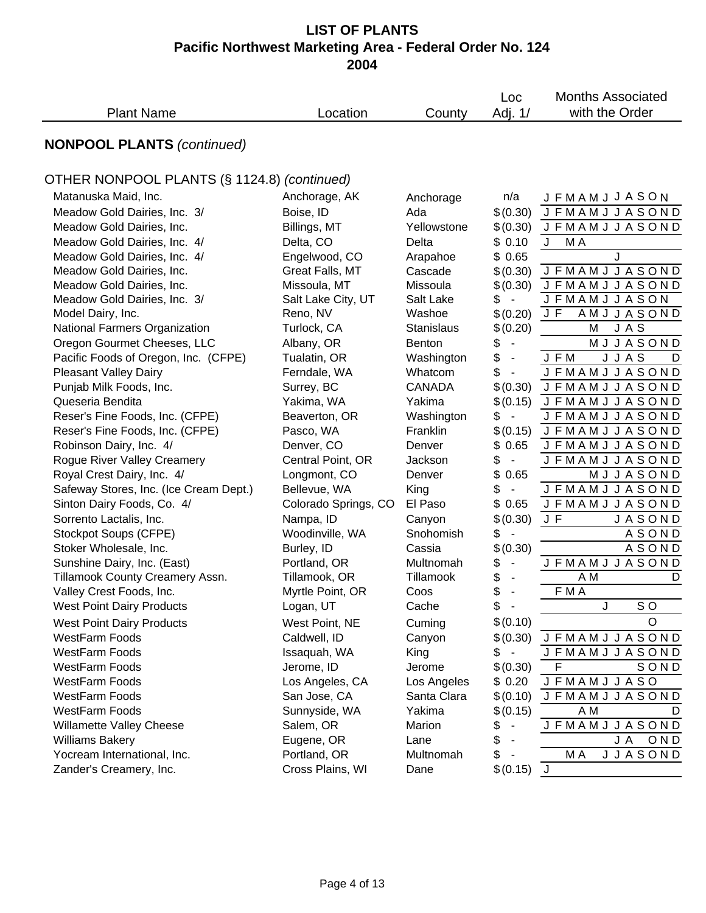# LIST OF PLANTS
## Pacific Northwest Marketing Area - Federal Order No. 124
## 2004

| Plant Name | Location | County | Loc Adj. 1/ | Months Associated with the Order |
|---|---|---|---|---|

## NONPOOL PLANTS *(continued)*

### OTHER NONPOOL PLANTS (§ 1124.8) *(continued)*

| Plant Name | Location | County | Loc Adj. 1/ | Months Associated with the Order |
|---|---|---|---|---|
| Matanuska Maid, Inc. | Anchorage, AK | Anchorage | n/a | J F M A M J J A S O N |
| Meadow Gold Dairies, Inc. 3/ | Boise, ID | Ada | $(0.30) | J F M A M J J A S O N D |
| Meadow Gold Dairies, Inc. | Billings, MT | Yellowstone | $(0.30) | J F M A M J J A S O N D |
| Meadow Gold Dairies, Inc. 4/ | Delta, CO | Delta | $ 0.10 | J M A |
| Meadow Gold Dairies, Inc. 4/ | Engelwood, CO | Arapahoe | $ 0.65 | J |
| Meadow Gold Dairies, Inc. | Great Falls, MT | Cascade | $(0.30) | J F M A M J J A S O N D |
| Meadow Gold Dairies, Inc. | Missoula, MT | Missoula | $(0.30) | J F M A M J J A S O N D |
| Meadow Gold Dairies, Inc. 3/ | Salt Lake City, UT | Salt Lake | $ - | J F M A M J J A S O N |
| Model Dairy, Inc. | Reno, NV | Washoe | $(0.20) | J F A M J J A S O N D |
| National Farmers Organization | Turlock, CA | Stanislaus | $(0.20) | M J A S |
| Oregon Gourmet Cheeses, LLC | Albany, OR | Benton | $ - | M J J A S O N D |
| Pacific Foods of Oregon, Inc. (CFPE) | Tualatin, OR | Washington | $ - | J F M J J A S D |
| Pleasant Valley Dairy | Ferndale, WA | Whatcom | $ - | J F M A M J J A S O N D |
| Punjab Milk Foods, Inc. | Surrey, BC | CANADA | $(0.30) | J F M A M J J A S O N D |
| Queseria Bendita | Yakima, WA | Yakima | $(0.15) | J F M A M J J A S O N D |
| Reser's Fine Foods, Inc. (CFPE) | Beaverton, OR | Washington | $ - | J F M A M J J A S O N D |
| Reser's Fine Foods, Inc. (CFPE) | Pasco, WA | Franklin | $(0.15) | J F M A M J J A S O N D |
| Robinson Dairy, Inc. 4/ | Denver, CO | Denver | $ 0.65 | J F M A M J J A S O N D |
| Rogue River Valley Creamery | Central Point, OR | Jackson | $ - | J F M A M J J A S O N D |
| Royal Crest Dairy, Inc. 4/ | Longmont, CO | Denver | $ 0.65 | M J J A S O N D |
| Safeway Stores, Inc. (Ice Cream Dept.) | Bellevue, WA | King | $ - | J F M A M J J A S O N D |
| Sinton Dairy Foods, Co. 4/ | Colorado Springs, CO | El Paso | $ 0.65 | J F M A M J J A S O N D |
| Sorrento Lactalis, Inc. | Nampa, ID | Canyon | $(0.30) | J F J A S O N D |
| Stockpot Soups (CFPE) | Woodinville, WA | Snohomish | $ - | A S O N D |
| Stoker Wholesale, Inc. | Burley, ID | Cassia | $(0.30) | A S O N D |
| Sunshine Dairy, Inc. (East) | Portland, OR | Multnomah | $ - | J F M A M J J A S O N D |
| Tillamook County Creamery Assn. | Tillamook, OR | Tillamook | $ - | A M D |
| Valley Crest Foods, Inc. | Myrtle Point, OR | Coos | $ - | F M A |
| West Point Dairy Products | Logan, UT | Cache | $ - | J S O |
| West Point Dairy Products | West Point, NE | Cuming | $(0.10) | O |
| WestFarm Foods | Caldwell, ID | Canyon | $(0.30) | J F M A M J J A S O N D |
| WestFarm Foods | Issaquah, WA | King | $ - | J F M A M J J A S O N D |
| WestFarm Foods | Jerome, ID | Jerome | $(0.30) | F S O N D |
| WestFarm Foods | Los Angeles, CA | Los Angeles | $ 0.20 | J F M A M J J A S O |
| WestFarm Foods | San Jose, CA | Santa Clara | $(0.10) | J F M A M J J A S O N D |
| WestFarm Foods | Sunnyside, WA | Yakima | $(0.15) | A M D |
| Willamette Valley Cheese | Salem, OR | Marion | $ - | J F M A M J J A S O N D |
| Williams Bakery | Eugene, OR | Lane | $ - | J A O N D |
| Yocream International, Inc. | Portland, OR | Multnomah | $ - | M A J J A S O N D |
| Zander's Creamery, Inc. | Cross Plains, WI | Dane | $(0.15) | J |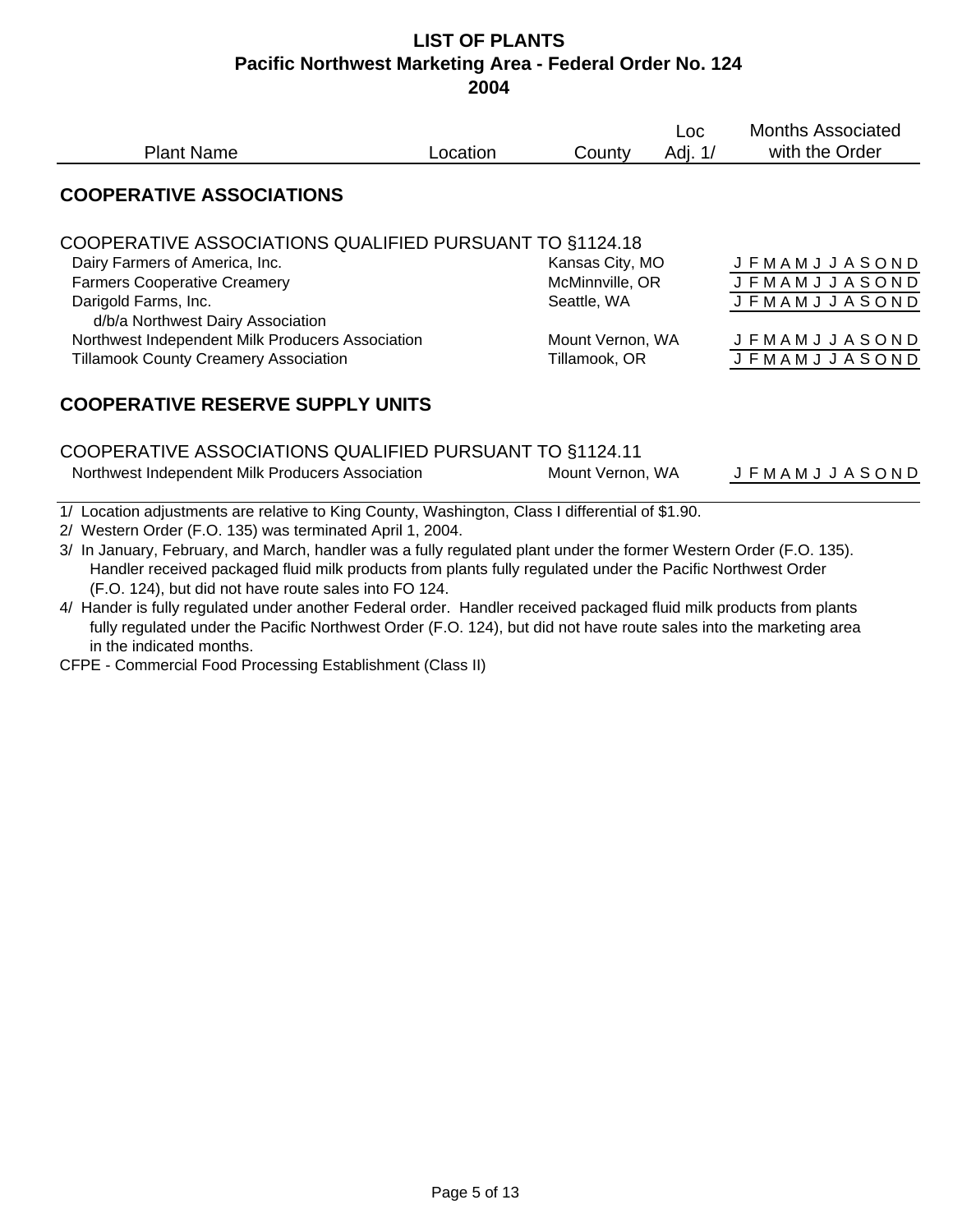# LIST OF PLANTS
## Pacific Northwest Marketing Area - Federal Order No. 124
## 2004

| Plant Name | Location | County | Loc Adj. 1/ | Months Associated with the Order |
|---|---|---|---|---|
| **COOPERATIVE ASSOCIATIONS** | | | | |
| COOPERATIVE ASSOCIATIONS QUALIFIED PURSUANT TO §1124.18 | | | | |
| Dairy Farmers of America, Inc. | Kansas City, MO | | | J F M A M J J A S O N D |
| Farmers Cooperative Creamery | McMinnville, OR | | | J F M A M J J A S O N D |
| Darigold Farms, Inc. d/b/a Northwest Dairy Association | Seattle, WA | | | J F M A M J J A S O N D |
| Northwest Independent Milk Producers Association | Mount Vernon, WA | | | J F M A M J J A S O N D |
| Tillamook County Creamery Association | Tillamook, OR | | | J F M A M J J A S O N D |
| **COOPERATIVE RESERVE SUPPLY UNITS** | | | | |
| COOPERATIVE ASSOCIATIONS QUALIFIED PURSUANT TO §1124.11 | | | | |
| Northwest Independent Milk Producers Association | Mount Vernon, WA | | | J F M A M J J A S O N D |

1/ Location adjustments are relative to King County, Washington, Class I differential of $1.90.

2/ Western Order (F.O. 135) was terminated April 1, 2004.

3/ In January, February, and March, handler was a fully regulated plant under the former Western Order (F.O. 135). Handler received packaged fluid milk products from plants fully regulated under the Pacific Northwest Order (F.O. 124), but did not have route sales into FO 124.

4/ Hander is fully regulated under another Federal order. Handler received packaged fluid milk products from plants fully regulated under the Pacific Northwest Order (F.O. 124), but did not have route sales into the marketing area in the indicated months.

CFPE - Commercial Food Processing Establishment (Class II)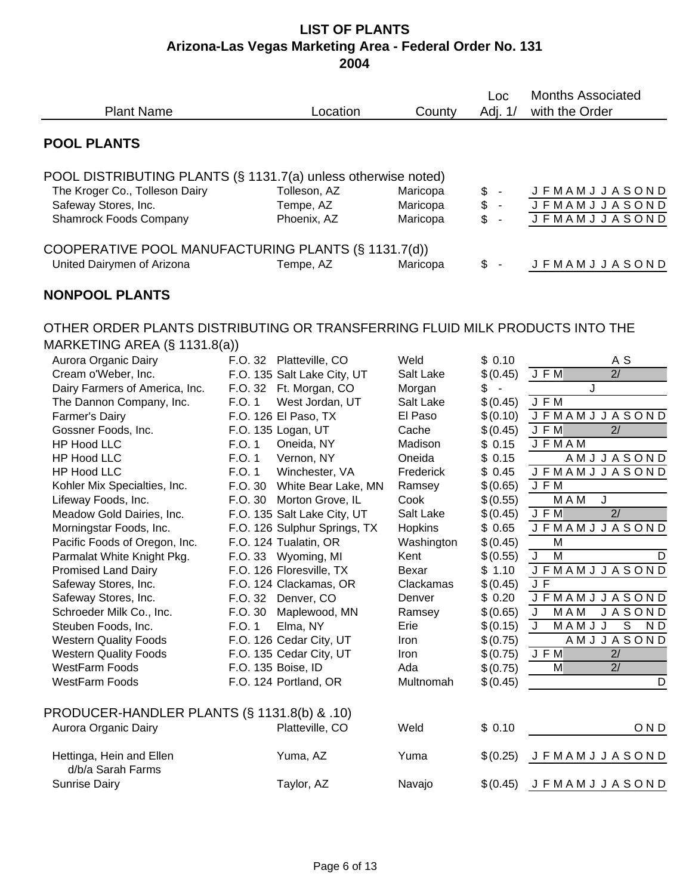# LIST OF PLANTS
## Arizona-Las Vegas Marketing Area - Federal Order No. 131
## 2004

| Plant Name | | Location | County | Loc Adj. 1/ | Months Associated with the Order |
|---|---|---|---|---|---|
| **POOL PLANTS** | | | | | |
| POOL DISTRIBUTING PLANTS (§ 1131.7(a) unless otherwise noted) | | | | | |
| The Kroger Co., Tolleson Dairy | | Tolleson, AZ | Maricopa | $ - | J F M A M J J A S O N D |
| Safeway Stores, Inc. | | Tempe, AZ | Maricopa | $ - | J F M A M J J A S O N D |
| Shamrock Foods Company | | Phoenix, AZ | Maricopa | $ - | J F M A M J J A S O N D |
| COOPERATIVE POOL MANUFACTURING PLANTS (§ 1131.7(d)) | | | | | |
| United Dairymen of Arizona | | Tempe, AZ | Maricopa | $ - | J F M A M J J A S O N D |
| **NONPOOL PLANTS** | | | | | |
| OTHER ORDER PLANTS DISTRIBUTING OR TRANSFERRING FLUID MILK PRODUCTS INTO THE MARKETING AREA (§ 1131.8(a)) | | | | | |
| Aurora Organic Dairy | F.O. 32 | Platteville, CO | Weld | $ 0.10 | A S |
| Cream o'Weber, Inc. | F.O. 135 | Salt Lake City, UT | Salt Lake | $ (0.45) | J F M 2/ |
| Dairy Farmers of America, Inc. | F.O. 32 | Ft. Morgan, CO | Morgan | $ - | J |
| The Dannon Company, Inc. | F.O. 1 | West Jordan, UT | Salt Lake | $ (0.45) | J F M |
| Farmer's Dairy | F.O. 126 | El Paso, TX | El Paso | $ (0.10) | J F M A M J J A S O N D |
| Gossner Foods, Inc. | F.O. 135 | Logan, UT | Cache | $ (0.45) | J F M 2/ |
| HP Hood LLC | F.O. 1 | Oneida, NY | Madison | $ 0.15 | J F M A M |
| HP Hood LLC | F.O. 1 | Vernon, NY | Oneida | $ 0.15 | A M J J A S O N D |
| HP Hood LLC | F.O. 1 | Winchester, VA | Frederick | $ 0.45 | J F M A M J J A S O N D |
| Kohler Mix Specialties, Inc. | F.O. 30 | White Bear Lake, MN | Ramsey | $ (0.65) | J F M |
| Lifeway Foods, Inc. | F.O. 30 | Morton Grove, IL | Cook | $ (0.55) | M A M J |
| Meadow Gold Dairies, Inc. | F.O. 135 | Salt Lake City, UT | Salt Lake | $ (0.45) | J F M 2/ |
| Morningstar Foods, Inc. | F.O. 126 | Sulphur Springs, TX | Hopkins | $ 0.65 | J F M A M J J A S O N D |
| Pacific Foods of Oregon, Inc. | F.O. 124 | Tualatin, OR | Washington | $ (0.45) | M |
| Parmalat White Knight Pkg. | F.O. 33 | Wyoming, MI | Kent | $ (0.55) | J M D |
| Promised Land Dairy | F.O. 126 | Floresville, TX | Bexar | $ 1.10 | J F M A M J J A S O N D |
| Safeway Stores, Inc. | F.O. 124 | Clackamas, OR | Clackamas | $ (0.45) | J F |
| Safeway Stores, Inc. | F.O. 32 | Denver, CO | Denver | $ 0.20 | J F M A M J J A S O N D |
| Schroeder Milk Co., Inc. | F.O. 30 | Maplewood, MN | Ramsey | $ (0.65) | J M A M J A S O N D |
| Steuben Foods, Inc. | F.O. 1 | Elma, NY | Erie | $ (0.15) | J M A M J J S N D |
| Western Quality Foods | F.O. 126 | Cedar City, UT | Iron | $ (0.75) | A M J J A S O N D |
| Western Quality Foods | F.O. 135 | Cedar City, UT | Iron | $ (0.75) | J F M 2/ |
| WestFarm Foods | F.O. 135 | Boise, ID | Ada | $ (0.75) | M 2/ |
| WestFarm Foods | F.O. 124 | Portland, OR | Multnomah | $ (0.45) | D |
| PRODUCER-HANDLER PLANTS (§ 1131.8(b) & .10) | | | | | |
| Aurora Organic Dairy | | Platteville, CO | Weld | $ 0.10 | O N D |
| Hettinga, Hein and Ellen d/b/a Sarah Farms | | Yuma, AZ | Yuma | $ (0.25) | J F M A M J J A S O N D |
| Sunrise Dairy | | Taylor, AZ | Navajo | $ (0.45) | J F M A M J J A S O N D |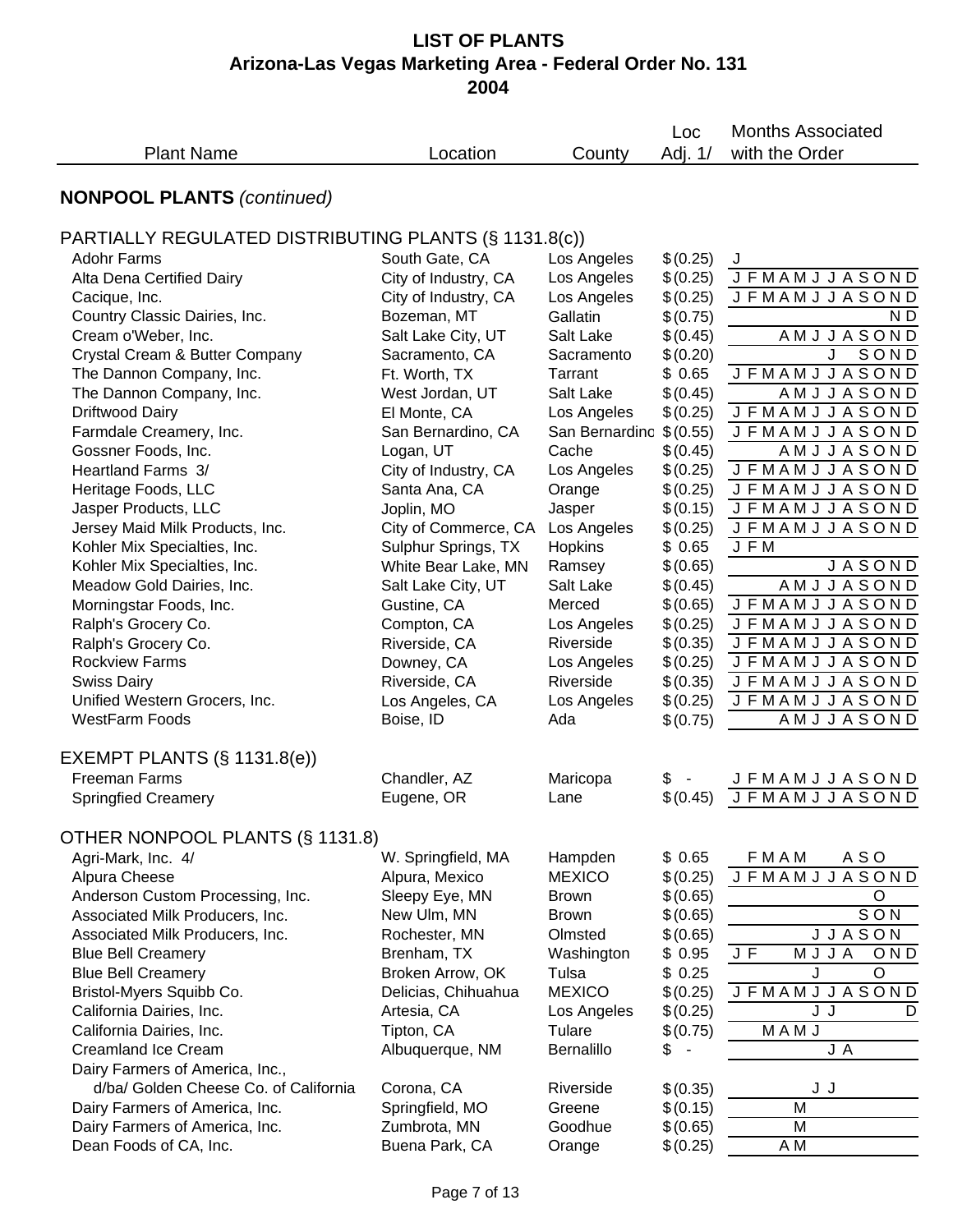# LIST OF PLANTS
## Arizona-Las Vegas Marketing Area - Federal Order No. 131
## 2004

| Plant Name | Location | County | Loc Adj. 1/ | Months Associated with the Order |
|---|---|---|---|---|
| **NONPOOL PLANTS** *(continued)* | | | | |
| PARTIALLY REGULATED DISTRIBUTING PLANTS (§ 1131.8(c)) | | | | |
| Adohr Farms | South Gate, CA | Los Angeles | $(0.25) | J |
| Alta Dena Certified Dairy | City of Industry, CA | Los Angeles | $(0.25) | J F M A M J J A S O N D |
| Cacique, Inc. | City of Industry, CA | Los Angeles | $(0.25) | J F M A M J J A S O N D |
| Country Classic Dairies, Inc. | Bozeman, MT | Gallatin | $(0.75) | N D |
| Cream o'Weber, Inc. | Salt Lake City, UT | Salt Lake | $(0.45) | A M J J A S O N D |
| Crystal Cream & Butter Company | Sacramento, CA | Sacramento | $(0.20) | J S O N D |
| The Dannon Company, Inc. | Ft. Worth, TX | Tarrant | $ 0.65 | J F M A M J J A S O N D |
| The Dannon Company, Inc. | West Jordan, UT | Salt Lake | $(0.45) | A M J J A S O N D |
| Driftwood Dairy | El Monte, CA | Los Angeles | $(0.25) | J F M A M J J A S O N D |
| Farmdale Creamery, Inc. | San Bernardino, CA | San Bernardino | $(0.55) | J F M A M J J A S O N D |
| Gossner Foods, Inc. | Logan, UT | Cache | $(0.45) | A M J J A S O N D |
| Heartland Farms 3/ | City of Industry, CA | Los Angeles | $(0.25) | J F M A M J J A S O N D |
| Heritage Foods, LLC | Santa Ana, CA | Orange | $(0.25) | J F M A M J J A S O N D |
| Jasper Products, LLC | Joplin, MO | Jasper | $(0.15) | J F M A M J J A S O N D |
| Jersey Maid Milk Products, Inc. | City of Commerce, CA | Los Angeles | $(0.25) | J F M A M J J A S O N D |
| Kohler Mix Specialties, Inc. | Sulphur Springs, TX | Hopkins | $ 0.65 | J F M |
| Kohler Mix Specialties, Inc. | White Bear Lake, MN | Ramsey | $(0.65) | J A S O N D |
| Meadow Gold Dairies, Inc. | Salt Lake City, UT | Salt Lake | $(0.45) | A M J J A S O N D |
| Morningstar Foods, Inc. | Gustine, CA | Merced | $(0.65) | J F M A M J J A S O N D |
| Ralph's Grocery Co. | Compton, CA | Los Angeles | $(0.25) | J F M A M J J A S O N D |
| Ralph's Grocery Co. | Riverside, CA | Riverside | $(0.35) | J F M A M J J A S O N D |
| Rockview Farms | Downey, CA | Los Angeles | $(0.25) | J F M A M J J A S O N D |
| Swiss Dairy | Riverside, CA | Riverside | $(0.35) | J F M A M J J A S O N D |
| Unified Western Grocers, Inc. | Los Angeles, CA | Los Angeles | $(0.25) | J F M A M J J A S O N D |
| WestFarm Foods | Boise, ID | Ada | $(0.75) | A M J J A S O N D |
| EXEMPT PLANTS (§ 1131.8(e)) | | | | |
| Freeman Farms | Chandler, AZ | Maricopa | $ - | J F M A M J J A S O N D |
| Springfied Creamery | Eugene, OR | Lane | $(0.45) | J F M A M J J A S O N D |
| OTHER NONPOOL PLANTS (§ 1131.8) | | | | |
| Agri-Mark, Inc. 4/ | W. Springfield, MA | Hampden | $ 0.65 | F M A M A S O |
| Alpura Cheese | Alpura, Mexico | MEXICO | $(0.25) | J F M A M J J A S O N D |
| Anderson Custom Processing, Inc. | Sleepy Eye, MN | Brown | $(0.65) | O |
| Associated Milk Producers, Inc. | New Ulm, MN | Brown | $(0.65) | S O N |
| Associated Milk Producers, Inc. | Rochester, MN | Olmsted | $(0.65) | J J A S O N |
| Blue Bell Creamery | Brenham, TX | Washington | $ 0.95 | J F M J J A O N D |
| Blue Bell Creamery | Broken Arrow, OK | Tulsa | $ 0.25 | J O |
| Bristol-Myers Squibb Co. | Delicias, Chihuahua | MEXICO | $(0.25) | J F M A M J J A S O N D |
| California Dairies, Inc. | Artesia, CA | Los Angeles | $(0.25) | J J D |
| California Dairies, Inc. | Tipton, CA | Tulare | $(0.75) | M A M J |
| Creamland Ice Cream | Albuquerque, NM | Bernalillo | $ - | J A |
| Dairy Farmers of America, Inc., d/ba/ Golden Cheese Co. of California | Corona, CA | Riverside | $(0.35) | J J |
| Dairy Farmers of America, Inc. | Springfield, MO | Greene | $(0.15) | M |
| Dairy Farmers of America, Inc. | Zumbrota, MN | Goodhue | $(0.65) | M |
| Dean Foods of CA, Inc. | Buena Park, CA | Orange | $(0.25) | A M |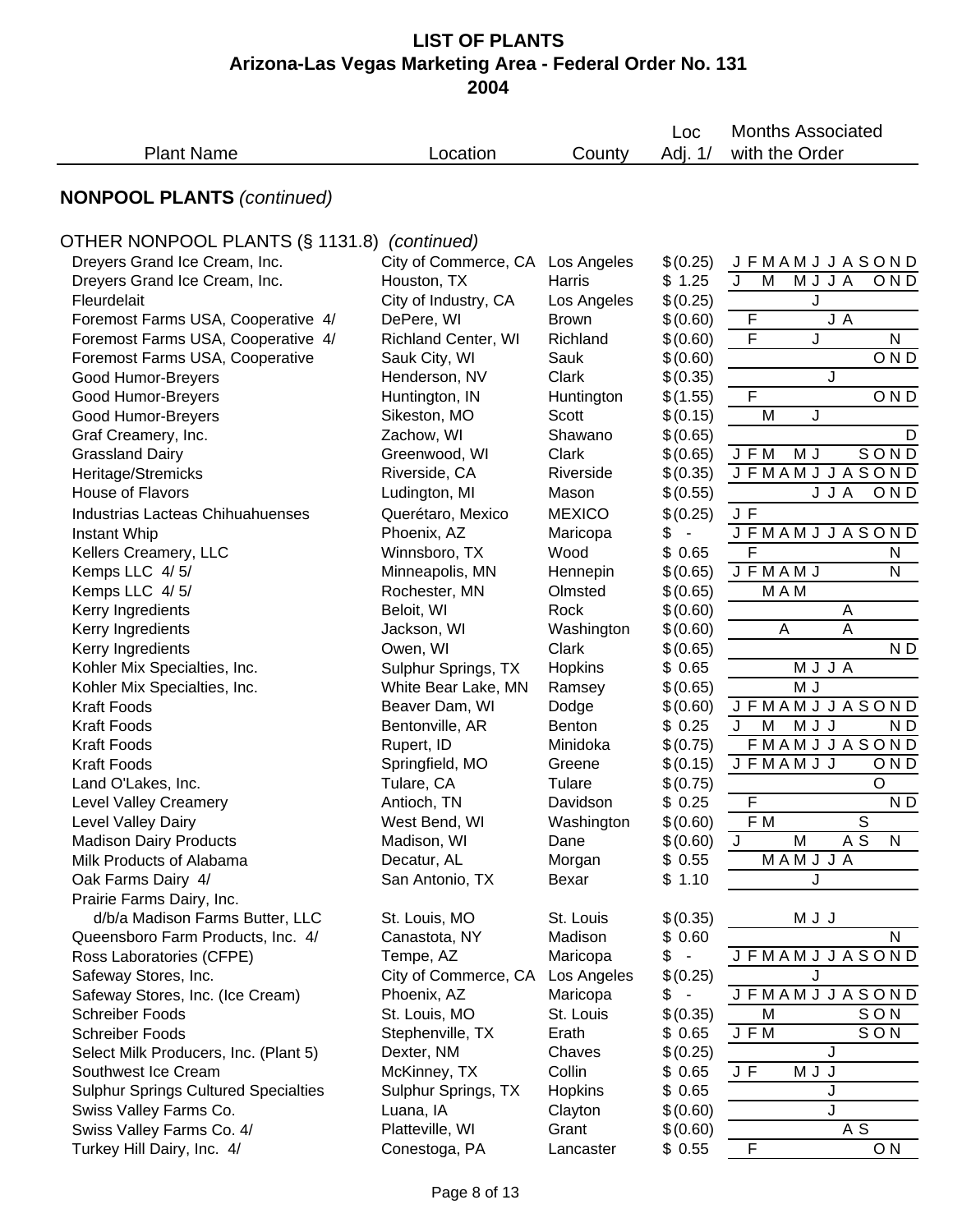# LIST OF PLANTS
## Arizona-Las Vegas Marketing Area - Federal Order No. 131
## 2004

**NONPOOL PLANTS** *(continued)*

OTHER NONPOOL PLANTS (§ 1131.8) *(continued)*

| Plant Name | Location | County | Loc Adj. 1/ | Months Associated with the Order |
|---|---|---|---|---|
| Dreyers Grand Ice Cream, Inc. | City of Commerce, CA | Los Angeles | $(0.25) | J F M A M J J A S O N D |
| Dreyers Grand Ice Cream, Inc. | Houston, TX | Harris | $ 1.25 | J M M J J A O N D |
| Fleurdelait | City of Industry, CA | Los Angeles | $(0.25) | J |
| Foremost Farms USA, Cooperative 4/ | DePere, WI | Brown | $(0.60) | F J A |
| Foremost Farms USA, Cooperative 4/ | Richland Center, WI | Richland | $(0.60) | F J N |
| Foremost Farms USA, Cooperative | Sauk City, WI | Sauk | $(0.60) | O N D |
| Good Humor-Breyers | Henderson, NV | Clark | $(0.35) | J |
| Good Humor-Breyers | Huntington, IN | Huntington | $(1.55) | F O N D |
| Good Humor-Breyers | Sikeston, MO | Scott | $(0.15) | M J |
| Graf Creamery, Inc. | Zachow, WI | Shawano | $(0.65) | D |
| Grassland Dairy | Greenwood, WI | Clark | $(0.65) | J F M M J S O N D |
| Heritage/Stremicks | Riverside, CA | Riverside | $(0.35) | J F M A M J J A S O N D |
| House of Flavors | Ludington, MI | Mason | $(0.55) | J J A O N D |
| Industrias Lacteas Chihuahuenses | Querétaro, Mexico | MEXICO | $(0.25) | J F |
| Instant Whip | Phoenix, AZ | Maricopa | $ - | J F M A M J J A S O N D |
| Kellers Creamery, LLC | Winnsboro, TX | Wood | $ 0.65 | F N |
| Kemps LLC 4/ 5/ | Minneapolis, MN | Hennepin | $(0.65) | J F M A M J N |
| Kemps LLC 4/ 5/ | Rochester, MN | Olmsted | $(0.65) | M A M |
| Kerry Ingredients | Beloit, WI | Rock | $(0.60) | A |
| Kerry Ingredients | Jackson, WI | Washington | $(0.60) | A A |
| Kerry Ingredients | Owen, WI | Clark | $(0.65) | N D |
| Kohler Mix Specialties, Inc. | Sulphur Springs, TX | Hopkins | $ 0.65 | M J J A |
| Kohler Mix Specialties, Inc. | White Bear Lake, MN | Ramsey | $(0.65) | M J |
| Kraft Foods | Beaver Dam, WI | Dodge | $(0.60) | J F M A M J J A S O N D |
| Kraft Foods | Bentonville, AR | Benton | $ 0.25 | J M M J J N D |
| Kraft Foods | Rupert, ID | Minidoka | $(0.75) | F M A M J J A S O N D |
| Kraft Foods | Springfield, MO | Greene | $(0.15) | J F M A M J J O N D |
| Land O'Lakes, Inc. | Tulare, CA | Tulare | $(0.75) | O |
| Level Valley Creamery | Antioch, TN | Davidson | $ 0.25 | F N D |
| Level Valley Dairy | West Bend, WI | Washington | $(0.60) | F M S |
| Madison Dairy Products | Madison, WI | Dane | $(0.60) | J M A S N |
| Milk Products of Alabama | Decatur, AL | Morgan | $ 0.55 | M A M J J A |
| Oak Farms Dairy 4/ | San Antonio, TX | Bexar | $ 1.10 | J |
| Prairie Farms Dairy, Inc. d/b/a Madison Farms Butter, LLC | St. Louis, MO | St. Louis | $(0.35) | M J J |
| Queensboro Farm Products, Inc. 4/ | Canastota, NY | Madison | $ 0.60 | N |
| Ross Laboratories (CFPE) | Tempe, AZ | Maricopa | $ - | J F M A M J J A S O N D |
| Safeway Stores, Inc. | City of Commerce, CA | Los Angeles | $(0.25) | J |
| Safeway Stores, Inc. (Ice Cream) | Phoenix, AZ | Maricopa | $ - | J F M A M J J A S O N D |
| Schreiber Foods | St. Louis, MO | St. Louis | $(0.35) | M S O N |
| Schreiber Foods | Stephenville, TX | Erath | $ 0.65 | J F M S O N |
| Select Milk Producers, Inc. (Plant 5) | Dexter, NM | Chaves | $(0.25) | J |
| Southwest Ice Cream | McKinney, TX | Collin | $ 0.65 | J F M J J |
| Sulphur Springs Cultured Specialties | Sulphur Springs, TX | Hopkins | $ 0.65 | J |
| Swiss Valley Farms Co. | Luana, IA | Clayton | $(0.60) | J |
| Swiss Valley Farms Co. 4/ | Platteville, WI | Grant | $(0.60) | A S |
| Turkey Hill Dairy, Inc. 4/ | Conestoga, PA | Lancaster | $ 0.55 | F O N |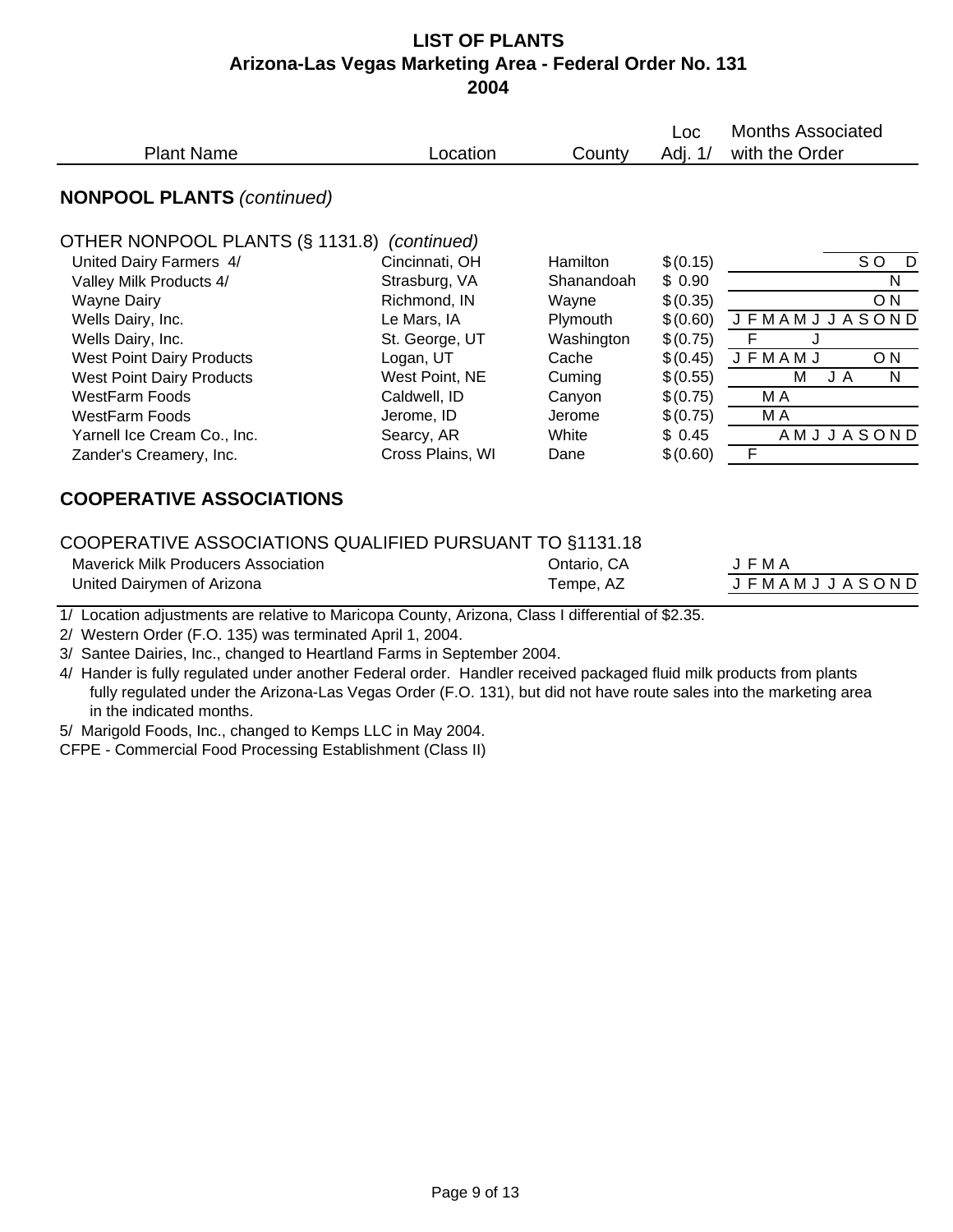# LIST OF PLANTS
## Arizona-Las Vegas Marketing Area - Federal Order No. 131
## 2004

| Plant Name | Location | County | Loc Adj. 1/ | Months Associated with the Order |
|---|---|---|---|---|
| **NONPOOL PLANTS** *(continued)* | | | | |
| OTHER NONPOOL PLANTS (§ 1131.8) *(continued)* | | | | |
| United Dairy Farmers 4/ | Cincinnati, OH | Hamilton | $ (0.15) | S O D |
| Valley Milk Products 4/ | Strasburg, VA | Shanandoah | $ 0.90 | N |
| Wayne Dairy | Richmond, IN | Wayne | $ (0.35) | O N |
| Wells Dairy, Inc. | Le Mars, IA | Plymouth | $ (0.60) | J F M A M J J A S O N D |
| Wells Dairy, Inc. | St. George, UT | Washington | $ (0.75) | F J |
| West Point Dairy Products | Logan, UT | Cache | $ (0.45) | J F M A M J O N |
| West Point Dairy Products | West Point, NE | Cuming | $ (0.55) | M J A N |
| WestFarm Foods | Caldwell, ID | Canyon | $ (0.75) | M A |
| WestFarm Foods | Jerome, ID | Jerome | $ (0.75) | M A |
| Yarnell Ice Cream Co., Inc. | Searcy, AR | White | $ 0.45 | A M J J A S O N D |
| Zander's Creamery, Inc. | Cross Plains, WI | Dane | $ (0.60) | F |

## COOPERATIVE ASSOCIATIONS

| COOPERATIVE ASSOCIATIONS QUALIFIED PURSUANT TO §1131.18 | Location | Months Associated with the Order |
|---|---|---|
| Maverick Milk Producers Association | Ontario, CA | J F M A |
| United Dairymen of Arizona | Tempe, AZ | J F M A M J J A S O N D |

1/ Location adjustments are relative to Maricopa County, Arizona, Class I differential of $2.35.

2/ Western Order (F.O. 135) was terminated April 1, 2004.

3/ Santee Dairies, Inc., changed to Heartland Farms in September 2004.

4/ Hander is fully regulated under another Federal order. Handler received packaged fluid milk products from plants fully regulated under the Arizona-Las Vegas Order (F.O. 131), but did not have route sales into the marketing area in the indicated months.

5/ Marigold Foods, Inc., changed to Kemps LLC in May 2004.

CFPE - Commercial Food Processing Establishment (Class II)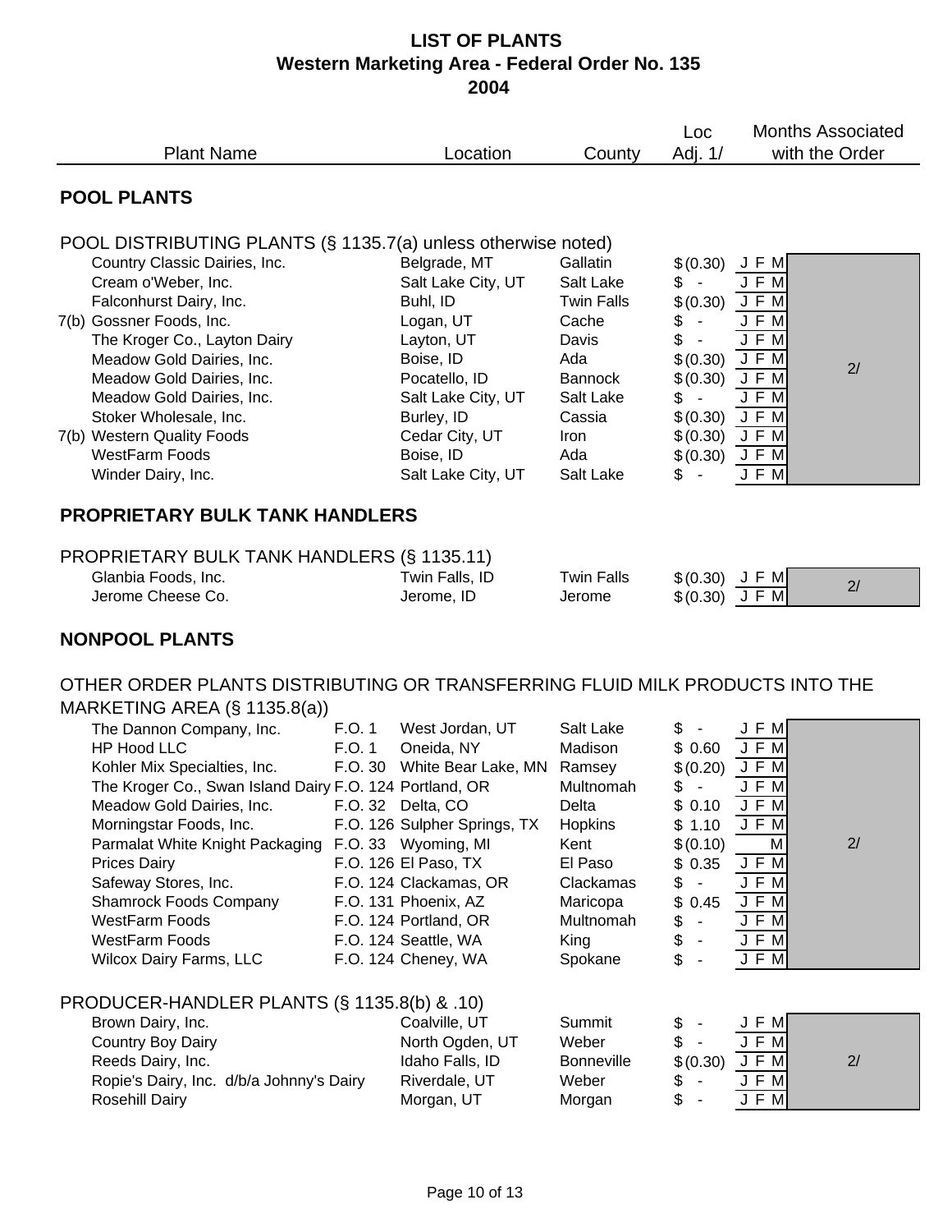# LIST OF PLANTS
## Western Marketing Area - Federal Order No. 135
## 2004

| Plant Name | Location | County | Loc Adj. 1/ | Months Associated with the Order | |
|---|---|---|---|---|---|
| **POOL PLANTS** | | | | | |
| POOL DISTRIBUTING PLANTS (§ 1135.7(a) unless otherwise noted) | | | | | |
| Country Classic Dairies, Inc. | Belgrade, MT | Gallatin | $ (0.30) | J F M | 2/ |
| Cream o'Weber, Inc. | Salt Lake City, UT | Salt Lake | $ - | J F M | |
| Falconhurst Dairy, Inc. | Buhl, ID | Twin Falls | $ (0.30) | J F M | |
| 7(b) Gossner Foods, Inc. | Logan, UT | Cache | $ - | J F M | |
| The Kroger Co., Layton Dairy | Layton, UT | Davis | $ - | J F M | |
| Meadow Gold Dairies, Inc. | Boise, ID | Ada | $ (0.30) | J F M | |
| Meadow Gold Dairies, Inc. | Pocatello, ID | Bannock | $ (0.30) | J F M | |
| Meadow Gold Dairies, Inc. | Salt Lake City, UT | Salt Lake | $ - | J F M | |
| Stoker Wholesale, Inc. | Burley, ID | Cassia | $ (0.30) | J F M | |
| 7(b) Western Quality Foods | Cedar City, UT | Iron | $ (0.30) | J F M | |
| WestFarm Foods | Boise, ID | Ada | $ (0.30) | J F M | |
| Winder Dairy, Inc. | Salt Lake City, UT | Salt Lake | $ - | J F M | |
| **PROPRIETARY BULK TANK HANDLERS** | | | | | |
| PROPRIETARY BULK TANK HANDLERS (§ 1135.11) | | | | | |
| Glanbia Foods, Inc. | Twin Falls, ID | Twin Falls | $ (0.30) | J F M | 2/ |
| Jerome Cheese Co. | Jerome, ID | Jerome | $ (0.30) | J F M | |

## NONPOOL PLANTS

OTHER ORDER PLANTS DISTRIBUTING OR TRANSFERRING FLUID MILK PRODUCTS INTO THE MARKETING AREA (§ 1135.8(a))

| Plant Name | F.O. | Location | County | Loc Adj. 1/ | Months Associated with the Order | |
|---|---|---|---|---|---|---|
| The Dannon Company, Inc. | F.O. 1 | West Jordan, UT | Salt Lake | $ - | J F M | 2/ |
| HP Hood LLC | F.O. 1 | Oneida, NY | Madison | $ 0.60 | J F M | |
| Kohler Mix Specialties, Inc. | F.O. 30 | White Bear Lake, MN | Ramsey | $ (0.20) | J F M | |
| The Kroger Co., Swan Island Dairy | F.O. 124 | Portland, OR | Multnomah | $ - | J F M | |
| Meadow Gold Dairies, Inc. | F.O. 32 | Delta, CO | Delta | $ 0.10 | J F M | |
| Morningstar Foods, Inc. | F.O. 126 | Sulpher Springs, TX | Hopkins | $ 1.10 | J F M | |
| Parmalat White Knight Packaging | F.O. 33 | Wyoming, MI | Kent | $ (0.10) | M | |
| Prices Dairy | F.O. 126 | El Paso, TX | El Paso | $ 0.35 | J F M | |
| Safeway Stores, Inc. | F.O. 124 | Clackamas, OR | Clackamas | $ - | J F M | |
| Shamrock Foods Company | F.O. 131 | Phoenix, AZ | Maricopa | $ 0.45 | J F M | |
| WestFarm Foods | F.O. 124 | Portland, OR | Multnomah | $ - | J F M | |
| WestFarm Foods | F.O. 124 | Seattle, WA | King | $ - | J F M | |
| Wilcox Dairy Farms, LLC | F.O. 124 | Cheney, WA | Spokane | $ - | J F M | |

PRODUCER-HANDLER PLANTS (§ 1135.8(b) & .10)

| Plant Name | Location | County | Loc Adj. 1/ | Months Associated with the Order | |
|---|---|---|---|---|---|
| Brown Dairy, Inc. | Coalville, UT | Summit | $ - | J F M | 2/ |
| Country Boy Dairy | North Ogden, UT | Weber | $ - | J F M | |
| Reeds Dairy, Inc. | Idaho Falls, ID | Bonneville | $ (0.30) | J F M | |
| Ropie's Dairy, Inc. d/b/a Johnny's Dairy | Riverdale, UT | Weber | $ - | J F M | |
| Rosehill Dairy | Morgan, UT | Morgan | $ - | J F M | |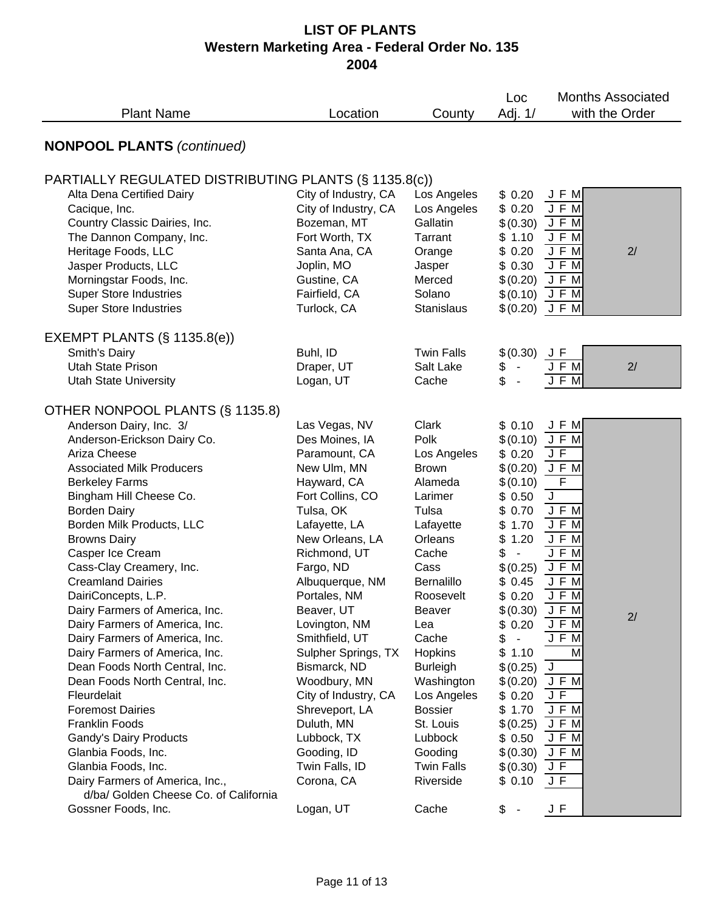# LIST OF PLANTS
## Western Marketing Area - Federal Order No. 135
## 2004

| Plant Name | Location | County | Loc Adj. 1/ | Months Associated with the Order | |
|---|---|---|---|---|---|
| **NONPOOL PLANTS** *(continued)* | | | | | |
| PARTIALLY REGULATED DISTRIBUTING PLANTS (§ 1135.8(c)) | | | | | |
| Alta Dena Certified Dairy | City of Industry, CA | Los Angeles | $ 0.20 | J F M | 2/ |
| Cacique, Inc. | City of Industry, CA | Los Angeles | $ 0.20 | J F M | |
| Country Classic Dairies, Inc. | Bozeman, MT | Gallatin | $ (0.30) | J F M | |
| The Dannon Company, Inc. | Fort Worth, TX | Tarrant | $ 1.10 | J F M | |
| Heritage Foods, LLC | Santa Ana, CA | Orange | $ 0.20 | J F M | |
| Jasper Products, LLC | Joplin, MO | Jasper | $ 0.30 | J F M | |
| Morningstar Foods, Inc. | Gustine, CA | Merced | $ (0.20) | J F M | |
| Super Store Industries | Fairfield, CA | Solano | $ (0.10) | J F M | |
| Super Store Industries | Turlock, CA | Stanislaus | $ (0.20) | J F M | |
| EXEMPT PLANTS (§ 1135.8(e)) | | | | | |
| Smith's Dairy | Buhl, ID | Twin Falls | $ (0.30) | J F | 2/ |
| Utah State Prison | Draper, UT | Salt Lake | $ - | J F M | |
| Utah State University | Logan, UT | Cache | $ - | J F M | |
| OTHER NONPOOL PLANTS (§ 1135.8) | | | | | |
| Anderson Dairy, Inc. 3/ | Las Vegas, NV | Clark | $ 0.10 | J F M | 2/ |
| Anderson-Erickson Dairy Co. | Des Moines, IA | Polk | $ (0.10) | J F M | |
| Ariza Cheese | Paramount, CA | Los Angeles | $ 0.20 | J F | |
| Associated Milk Producers | New Ulm, MN | Brown | $ (0.20) | J F M | |
| Berkeley Farms | Hayward, CA | Alameda | $ (0.10) | F | |
| Bingham Hill Cheese Co. | Fort Collins, CO | Larimer | $ 0.50 | J | |
| Borden Dairy | Tulsa, OK | Tulsa | $ 0.70 | J F M | |
| Borden Milk Products, LLC | Lafayette, LA | Lafayette | $ 1.70 | J F M | |
| Browns Dairy | New Orleans, LA | Orleans | $ 1.20 | J F M | |
| Casper Ice Cream | Richmond, UT | Cache | $ - | J F M | |
| Cass-Clay Creamery, Inc. | Fargo, ND | Cass | $ (0.25) | J F M | |
| Creamland Dairies | Albuquerque, NM | Bernalillo | $ 0.45 | J F M | |
| DairiConcepts, L.P. | Portales, NM | Roosevelt | $ 0.20 | J F M | |
| Dairy Farmers of America, Inc. | Beaver, UT | Beaver | $ (0.30) | J F M | |
| Dairy Farmers of America, Inc. | Lovington, NM | Lea | $ 0.20 | J F M | |
| Dairy Farmers of America, Inc. | Smithfield, UT | Cache | $ - | J F M | |
| Dairy Farmers of America, Inc. | Sulpher Springs, TX | Hopkins | $ 1.10 | M | |
| Dean Foods North Central, Inc. | Bismarck, ND | Burleigh | $ (0.25) | J | |
| Dean Foods North Central, Inc. | Woodbury, MN | Washington | $ (0.20) | J F M | |
| Fleurdelait | City of Industry, CA | Los Angeles | $ 0.20 | J F | |
| Foremost Dairies | Shreveport, LA | Bossier | $ 1.70 | J F M | |
| Franklin Foods | Duluth, MN | St. Louis | $ (0.25) | J F M | |
| Gandy's Dairy Products | Lubbock, TX | Lubbock | $ 0.50 | J F M | |
| Glanbia Foods, Inc. | Gooding, ID | Gooding | $ (0.30) | J F M | |
| Glanbia Foods, Inc. | Twin Falls, ID | Twin Falls | $ (0.30) | J F | |
| Dairy Farmers of America, Inc., d/ba/ Golden Cheese Co. of California | Corona, CA | Riverside | $ 0.10 | J F | |
| Gossner Foods, Inc. | Logan, UT | Cache | $ - | J F | |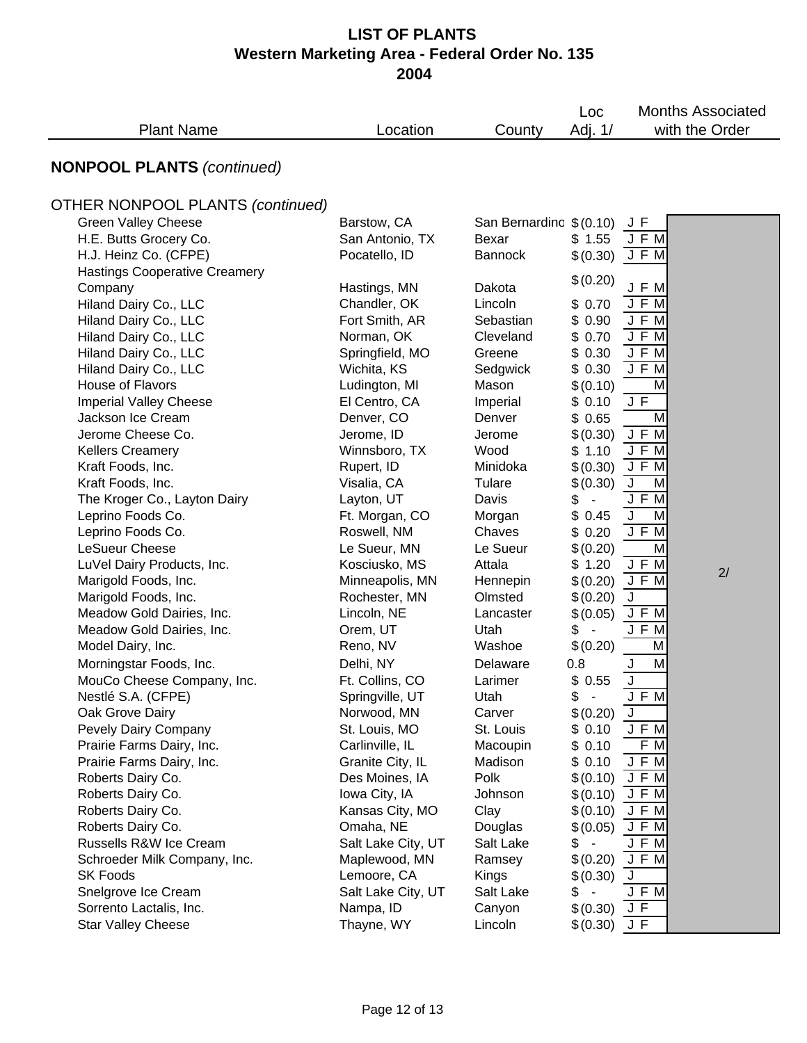# LIST OF PLANTS
## Western Marketing Area - Federal Order No. 135
## 2004

## NONPOOL PLANTS *(continued)*

### OTHER NONPOOL PLANTS *(continued)*

| Plant Name | Location | County | Loc Adj. 1/ | Months Associated with the Order | |
|---|---|---|---|---|---|
| Green Valley Cheese | Barstow, CA | San Bernardino | $(0.10) | J F | 2/ |
| H.E. Butts Grocery Co. | San Antonio, TX | Bexar | $ 1.55 | J F M | |
| H.J. Heinz Co. (CFPE) | Pocatello, ID | Bannock | $(0.30) | J F M | |
| Hastings Cooperative Creamery Company | Hastings, MN | Dakota | $(0.20) | J F M | |
| Hiland Dairy Co., LLC | Chandler, OK | Lincoln | $ 0.70 | J F M | |
| Hiland Dairy Co., LLC | Fort Smith, AR | Sebastian | $ 0.90 | J F M | |
| Hiland Dairy Co., LLC | Norman, OK | Cleveland | $ 0.70 | J F M | |
| Hiland Dairy Co., LLC | Springfield, MO | Greene | $ 0.30 | J F M | |
| Hiland Dairy Co., LLC | Wichita, KS | Sedgwick | $ 0.30 | J F M | |
| House of Flavors | Ludington, MI | Mason | $(0.10) | M | |
| Imperial Valley Cheese | El Centro, CA | Imperial | $ 0.10 | J F | |
| Jackson Ice Cream | Denver, CO | Denver | $ 0.65 | M | |
| Jerome Cheese Co. | Jerome, ID | Jerome | $(0.30) | J F M | |
| Kellers Creamery | Winnsboro, TX | Wood | $ 1.10 | J F M | |
| Kraft Foods, Inc. | Rupert, ID | Minidoka | $(0.30) | J F M | |
| Kraft Foods, Inc. | Visalia, CA | Tulare | $(0.30) | J M | |
| The Kroger Co., Layton Dairy | Layton, UT | Davis | $ - | J F M | |
| Leprino Foods Co. | Ft. Morgan, CO | Morgan | $ 0.45 | J M | |
| Leprino Foods Co. | Roswell, NM | Chaves | $ 0.20 | J F M | |
| LeSueur Cheese | Le Sueur, MN | Le Sueur | $(0.20) | M | |
| LuVel Dairy Products, Inc. | Kosciusko, MS | Attala | $ 1.20 | J F M | |
| Marigold Foods, Inc. | Minneapolis, MN | Hennepin | $(0.20) | J F M | |
| Marigold Foods, Inc. | Rochester, MN | Olmsted | $(0.20) | J | |
| Meadow Gold Dairies, Inc. | Lincoln, NE | Lancaster | $(0.05) | J F M | |
| Meadow Gold Dairies, Inc. | Orem, UT | Utah | $ - | J F M | |
| Model Dairy, Inc. | Reno, NV | Washoe | $(0.20) | M | |
| Morningstar Foods, Inc. | Delhi, NY | Delaware | 0.8 | J M | |
| MouCo Cheese Company, Inc. | Ft. Collins, CO | Larimer | $ 0.55 | J | |
| Nestlé S.A. (CFPE) | Springville, UT | Utah | $ - | J F M | |
| Oak Grove Dairy | Norwood, MN | Carver | $(0.20) | J | |
| Pevely Dairy Company | St. Louis, MO | St. Louis | $ 0.10 | J F M | |
| Prairie Farms Dairy, Inc. | Carlinville, IL | Macoupin | $ 0.10 | F M | |
| Prairie Farms Dairy, Inc. | Granite City, IL | Madison | $ 0.10 | J F M | |
| Roberts Dairy Co. | Des Moines, IA | Polk | $(0.10) | J F M | |
| Roberts Dairy Co. | Iowa City, IA | Johnson | $(0.10) | J F M | |
| Roberts Dairy Co. | Kansas City, MO | Clay | $(0.10) | J F M | |
| Roberts Dairy Co. | Omaha, NE | Douglas | $(0.05) | J F M | |
| Russells R&W Ice Cream | Salt Lake City, UT | Salt Lake | $ - | J F M | |
| Schroeder Milk Company, Inc. | Maplewood, MN | Ramsey | $(0.20) | J F M | |
| SK Foods | Lemoore, CA | Kings | $(0.30) | J | |
| Snelgrove Ice Cream | Salt Lake City, UT | Salt Lake | $ - | J F M | |
| Sorrento Lactalis, Inc. | Nampa, ID | Canyon | $(0.30) | J F | |
| Star Valley Cheese | Thayne, WY | Lincoln | $(0.30) | J F | |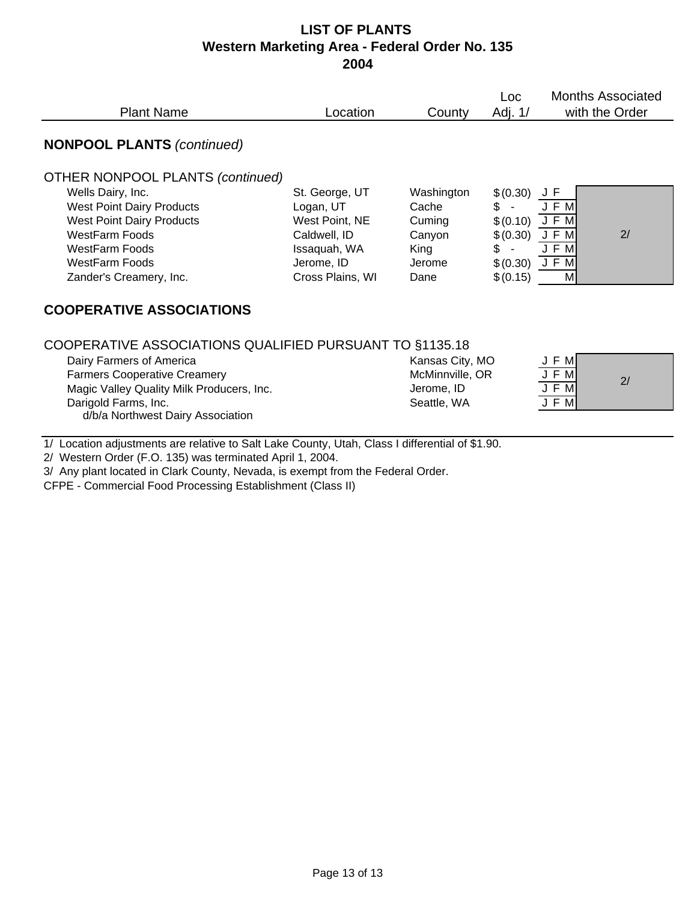# LIST OF PLANTS
## Western Marketing Area - Federal Order No. 135
## 2004

## NONPOOL PLANTS *(continued)*

OTHER NONPOOL PLANTS *(continued)*

| Plant Name | Location | County | Loc Adj. 1/ | Months Associated with the Order | |
|---|---|---|---|---|---|
| Wells Dairy, Inc. | St. George, UT | Washington | $(0.30) | J F | 2/ |
| West Point Dairy Products | Logan, UT | Cache | $ - | J F M | |
| West Point Dairy Products | West Point, NE | Cuming | $(0.10) | J F M | |
| WestFarm Foods | Caldwell, ID | Canyon | $(0.30) | J F M | |
| WestFarm Foods | Issaquah, WA | King | $ - | J F M | |
| WestFarm Foods | Jerome, ID | Jerome | $(0.30) | J F M | |
| Zander's Creamery, Inc. | Cross Plains, WI | Dane | $(0.15) | M | |

## COOPERATIVE ASSOCIATIONS

COOPERATIVE ASSOCIATIONS QUALIFIED PURSUANT TO §1135.18

| Name | Location | Months Associated with the Order | |
|---|---|---|---|
| Dairy Farmers of America | Kansas City, MO | J F M | 2/ |
| Farmers Cooperative Creamery | McMinnville, OR | J F M | |
| Magic Valley Quality Milk Producers, Inc. | Jerome, ID | J F M | |
| Darigold Farms, Inc. d/b/a Northwest Dairy Association | Seattle, WA | J F M | |

1/ Location adjustments are relative to Salt Lake County, Utah, Class I differential of $1.90.
2/ Western Order (F.O. 135) was terminated April 1, 2004.
3/ Any plant located in Clark County, Nevada, is exempt from the Federal Order.
CFPE - Commercial Food Processing Establishment (Class II)